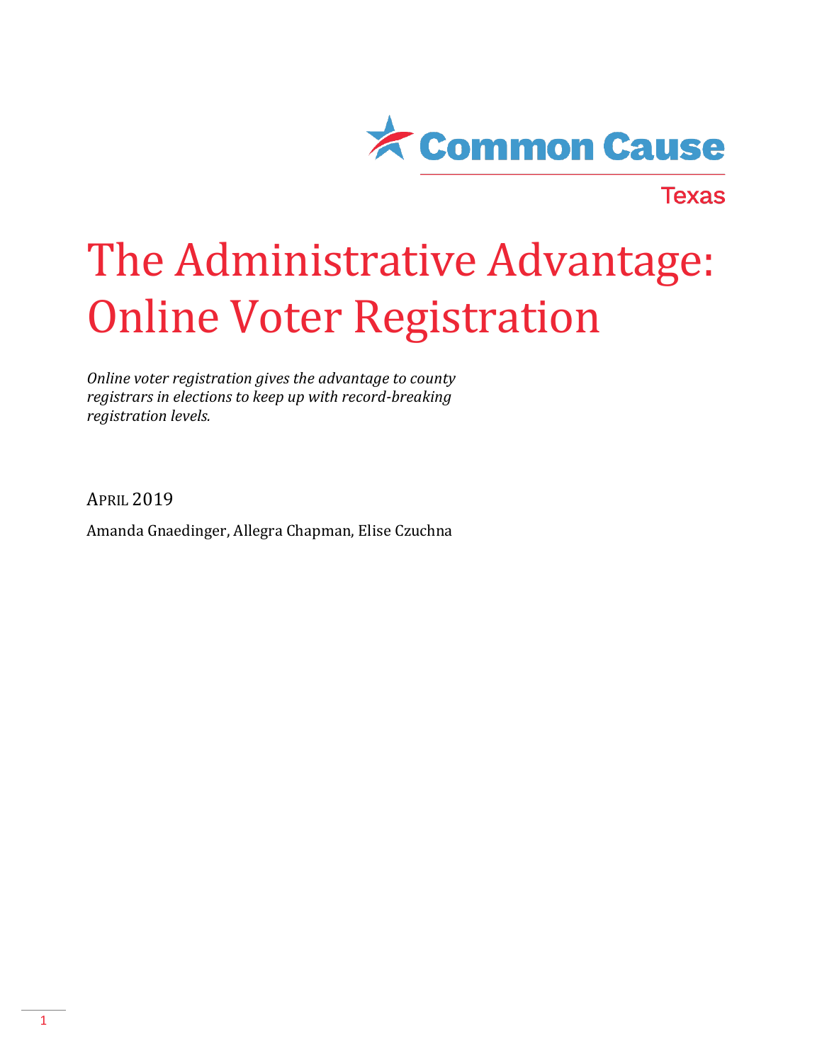Common Cause

Texas

# The Administrative Advantage: Online Voter Registration

*Online voter registration gives the advantage to county registrars in elections to keep up with record-breaking registration levels.*

APRIL 2019

Amanda Gnaedinger, Allegra Chapman, Elise Czuchna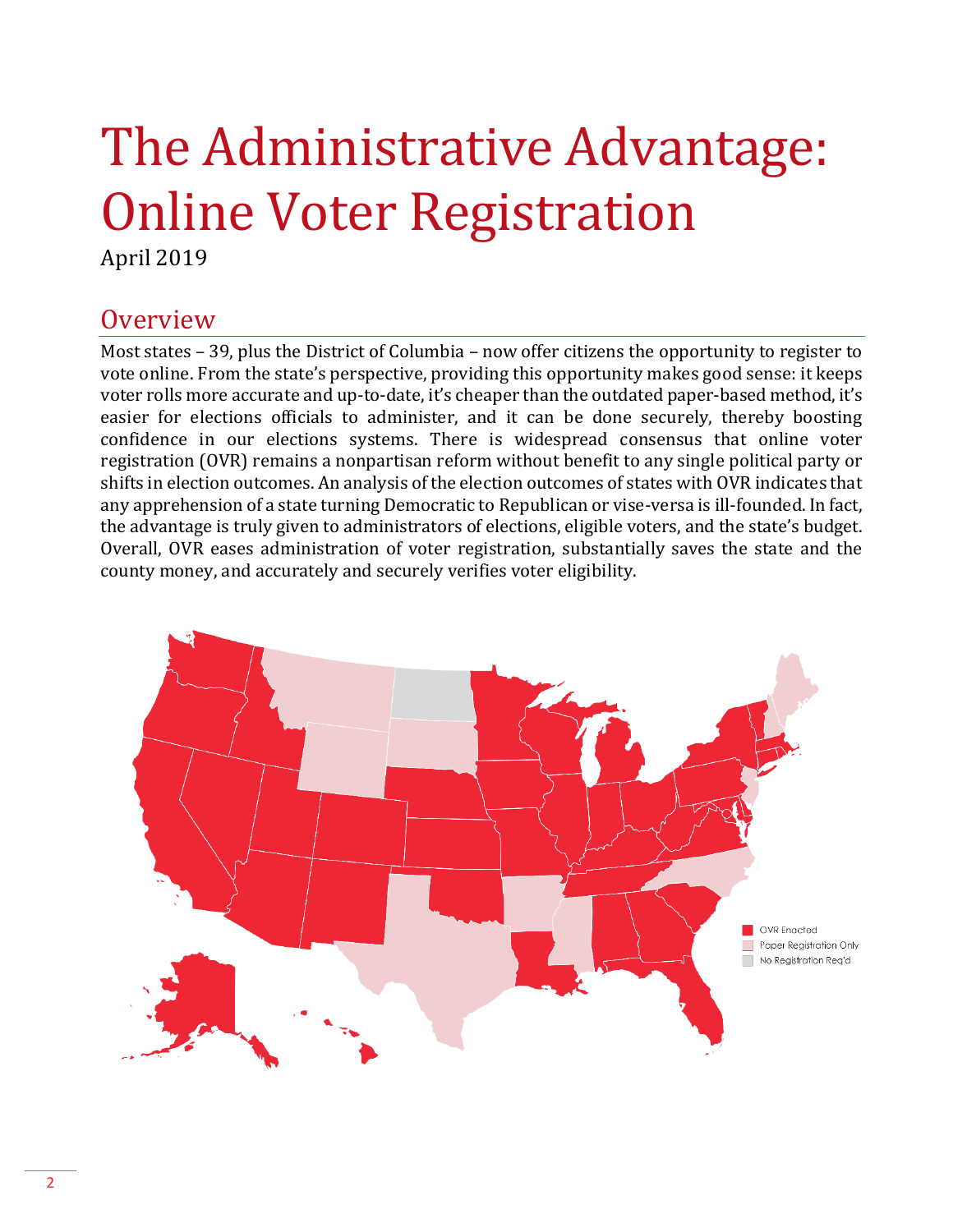# The Administrative Advantage: Online Voter Registration

April 2019

## Overview

Most states – 39, plus the District of Columbia – now offer citizens the opportunity to register to vote online. From the state's perspective, providing this opportunity makes good sense: it keeps voter rolls more accurate and up-to-date, it's cheaper than the outdated paper-based method, it's easier for elections officials to administer, and it can be done securely, thereby boosting confidence in our elections systems. There is widespread consensus that online voter registration (OVR) remains a nonpartisan reform without benefit to any single political party or shifts in election outcomes. An analysis of the election outcomes of states with OVR indicates that any apprehension of a state turning Democratic to Republican or vise-versa is ill-founded. In fact, the advantage is truly given to administrators of elections, eligible voters, and the state's budget. Overall, OVR eases administration of voter registration, substantially saves the state and the county money, and accurately and securely verifies voter eligibility.

OVR Enacted
Paper Registration Only
No Registration Req'd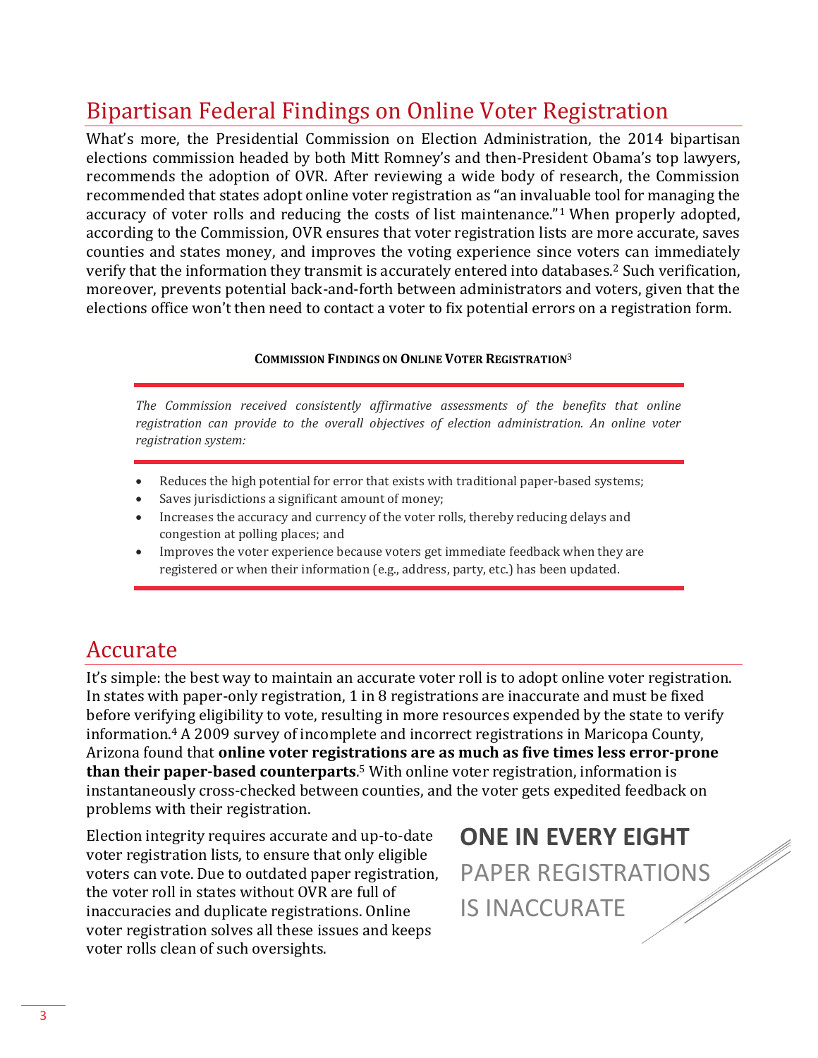## Bipartisan Federal Findings on Online Voter Registration

What's more, the Presidential Commission on Election Administration, the 2014 bipartisan elections commission headed by both Mitt Romney's and then-President Obama's top lawyers, recommends the adoption of OVR. After reviewing a wide body of research, the Commission recommended that states adopt online voter registration as "an invaluable tool for managing the accuracy of voter rolls and reducing the costs of list maintenance."[1] When properly adopted, according to the Commission, OVR ensures that voter registration lists are more accurate, saves counties and states money, and improves the voting experience since voters can immediately verify that the information they transmit is accurately entered into databases.[2] Such verification, moreover, prevents potential back-and-forth between administrators and voters, given that the elections office won't then need to contact a voter to fix potential errors on a registration form.

**COMMISSION FINDINGS ON ONLINE VOTER REGISTRATION**[3]

*The Commission received consistently affirmative assessments of the benefits that online registration can provide to the overall objectives of election administration. An online voter registration system:*

- Reduces the high potential for error that exists with traditional paper-based systems;
- Saves jurisdictions a significant amount of money;
- Increases the accuracy and currency of the voter rolls, thereby reducing delays and congestion at polling places; and
- Improves the voter experience because voters get immediate feedback when they are registered or when their information (e.g., address, party, etc.) has been updated.

## Accurate

It's simple: the best way to maintain an accurate voter roll is to adopt online voter registration. In states with paper-only registration, 1 in 8 registrations are inaccurate and must be fixed before verifying eligibility to vote, resulting in more resources expended by the state to verify information.[4] A 2009 survey of incomplete and incorrect registrations in Maricopa County, Arizona found that **online voter registrations are as much as five times less error-prone than their paper-based counterparts**.[5] With online voter registration, information is instantaneously cross-checked between counties, and the voter gets expedited feedback on problems with their registration.

Election integrity requires accurate and up-to-date voter registration lists, to ensure that only eligible voters can vote. Due to outdated paper registration, the voter roll in states without OVR are full of inaccuracies and duplicate registrations. Online voter registration solves all these issues and keeps voter rolls clean of such oversights.

**ONE IN EVERY EIGHT**
PAPER REGISTRATIONS
IS INACCURATE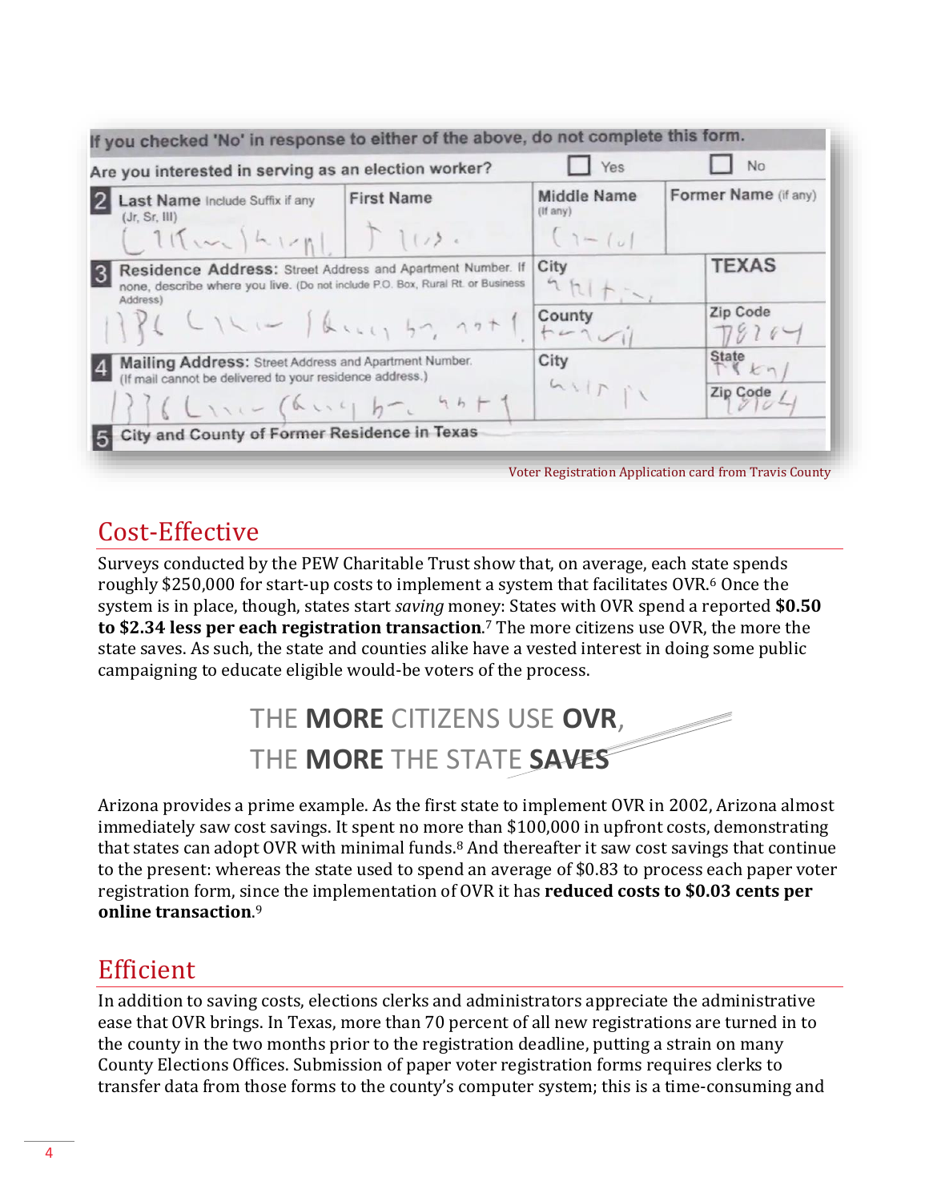Voter Registration Application card from Travis County

## Cost-Effective

Surveys conducted by the PEW Charitable Trust show that, on average, each state spends roughly $250,000 for start-up costs to implement a system that facilitates OVR.[6] Once the system is in place, though, states start *saving* money: States with OVR spend a reported **$0.50 to $2.34 less per each registration transaction**.[7] The more citizens use OVR, the more the state saves. As such, the state and counties alike have a vested interest in doing some public campaigning to educate eligible would-be voters of the process.

THE **MORE** CITIZENS USE **OVR**,
THE **MORE** THE STATE **SAVES**

Arizona provides a prime example. As the first state to implement OVR in 2002, Arizona almost immediately saw cost savings. It spent no more than $100,000 in upfront costs, demonstrating that states can adopt OVR with minimal funds.[8] And thereafter it saw cost savings that continue to the present: whereas the state used to spend an average of $0.83 to process each paper voter registration form, since the implementation of OVR it has **reduced costs to $0.03 cents per online transaction**.[9]

## Efficient

In addition to saving costs, elections clerks and administrators appreciate the administrative ease that OVR brings. In Texas, more than 70 percent of all new registrations are turned in to the county in the two months prior to the registration deadline, putting a strain on many County Elections Offices. Submission of paper voter registration forms requires clerks to transfer data from those forms to the county's computer system; this is a time-consuming and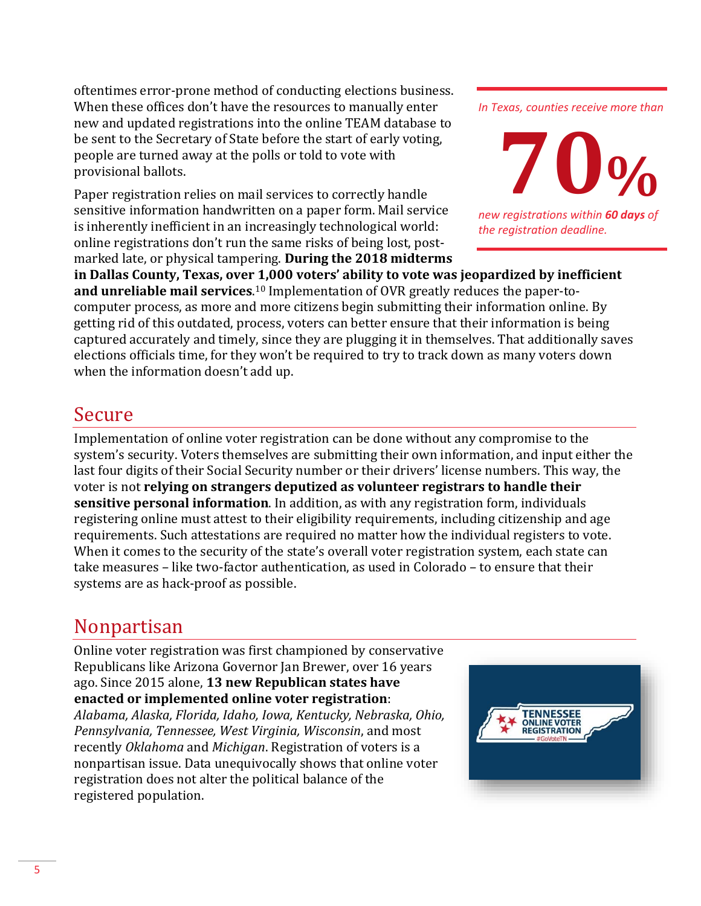oftentimes error-prone method of conducting elections business. When these offices don't have the resources to manually enter new and updated registrations into the online TEAM database to be sent to the Secretary of State before the start of early voting, people are turned away at the polls or told to vote with provisional ballots.

*In Texas, counties receive more than*

**70%**

*new registrations within **60 days** of the registration deadline.*

Paper registration relies on mail services to correctly handle sensitive information handwritten on a paper form. Mail service is inherently inefficient in an increasingly technological world: online registrations don't run the same risks of being lost, post-marked late, or physical tampering. **During the 2018 midterms in Dallas County, Texas, over 1,000 voters' ability to vote was jeopardized by inefficient and unreliable mail services**.[10] Implementation of OVR greatly reduces the paper-to-computer process, as more and more citizens begin submitting their information online. By getting rid of this outdated, process, voters can better ensure that their information is being captured accurately and timely, since they are plugging it in themselves. That additionally saves elections officials time, for they won't be required to try to track down as many voters down when the information doesn't add up.

## Secure

Implementation of online voter registration can be done without any compromise to the system's security. Voters themselves are submitting their own information, and input either the last four digits of their Social Security number or their drivers' license numbers. This way, the voter is not **relying on strangers deputized as volunteer registrars to handle their sensitive personal information**. In addition, as with any registration form, individuals registering online must attest to their eligibility requirements, including citizenship and age requirements. Such attestations are required no matter how the individual registers to vote. When it comes to the security of the state's overall voter registration system, each state can take measures – like two-factor authentication, as used in Colorado – to ensure that their systems are as hack-proof as possible.

## Nonpartisan

Online voter registration was first championed by conservative Republicans like Arizona Governor Jan Brewer, over 16 years ago. Since 2015 alone, **13 new Republican states have enacted or implemented online voter registration**: *Alabama, Alaska, Florida, Idaho, Iowa, Kentucky, Nebraska, Ohio, Pennsylvania, Tennessee, West Virginia, Wisconsin*, and most recently *Oklahoma* and *Michigan*. Registration of voters is a nonpartisan issue. Data unequivocally shows that online voter registration does not alter the political balance of the registered population.

TENNESSEE ONLINE VOTER REGISTRATION #GoVoteTN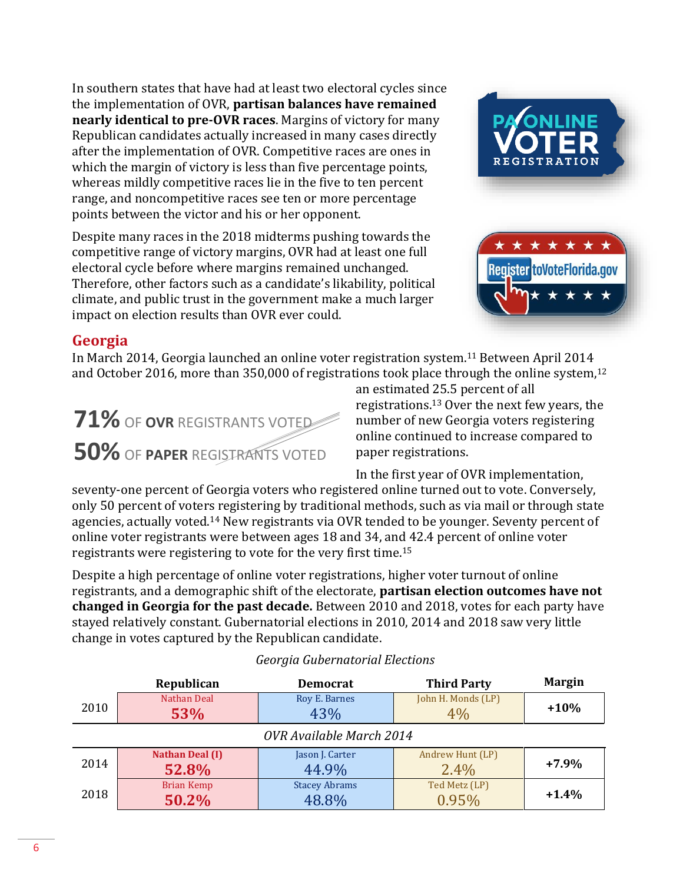In southern states that have had at least two electoral cycles since the implementation of OVR, **partisan balances have remained nearly identical to pre-OVR races**. Margins of victory for many Republican candidates actually increased in many cases directly after the implementation of OVR. Competitive races are ones in which the margin of victory is less than five percentage points, whereas mildly competitive races lie in the five to ten percent range, and noncompetitive races see ten or more percentage points between the victor and his or her opponent.

Despite many races in the 2018 midterms pushing towards the competitive range of victory margins, OVR had at least one full electoral cycle before where margins remained unchanged. Therefore, other factors such as a candidate's likability, political climate, and public trust in the government make a much larger impact on election results than OVR ever could.

## Georgia

In March 2014, Georgia launched an online voter registration system.[11] Between April 2014 and October 2016, more than 350,000 of registrations took place through the online system,[12] an estimated 25.5 percent of all registrations.[13] Over the next few years, the number of new Georgia voters registering online continued to increase compared to paper registrations.

**71%** OF **OVR** REGISTRANTS VOTED
**50%** OF **PAPER** REGISTRANTS VOTED

In the first year of OVR implementation, seventy-one percent of Georgia voters who registered online turned out to vote. Conversely, only 50 percent of voters registering by traditional methods, such as via mail or through state agencies, actually voted.[14] New registrants via OVR tended to be younger. Seventy percent of online voter registrants were between ages 18 and 34, and 42.4 percent of online voter registrants were registering to vote for the very first time.[15]

Despite a high percentage of online voter registrations, higher voter turnout of online registrants, and a demographic shift of the electorate, **partisan election outcomes have not changed in Georgia for the past decade.** Between 2010 and 2018, votes for each party have stayed relatively constant. Gubernatorial elections in 2010, 2014 and 2018 saw very little change in votes captured by the Republican candidate.

*Georgia Gubernatorial Elections*

| | Republican | Democrat | Third Party | Margin |
|---|---|---|---|---|
| 2010 | Nathan Deal 53% | Roy E. Barnes 43% | John H. Monds (LP) 4% | +10% |
| *OVR Available March 2014* | | | | |
| 2014 | **Nathan Deal (I) 52.8%** | Jason J. Carter 44.9% | Andrew Hunt (LP) 2.4% | +7.9% |
| 2018 | Brian Kemp 50.2% | Stacey Abrams 48.8% | Ted Metz (LP) 0.95% | +1.4% |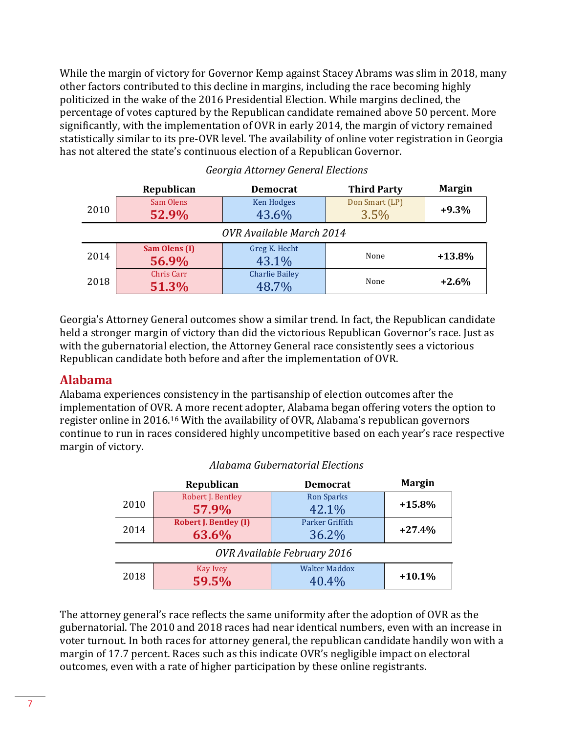While the margin of victory for Governor Kemp against Stacey Abrams was slim in 2018, many other factors contributed to this decline in margins, including the race becoming highly politicized in the wake of the 2016 Presidential Election. While margins declined, the percentage of votes captured by the Republican candidate remained above 50 percent. More significantly, with the implementation of OVR in early 2014, the margin of victory remained statistically similar to its pre-OVR level. The availability of online voter registration in Georgia has not altered the state's continuous election of a Republican Governor.

*Georgia Attorney General Elections*

| | Republican | Democrat | Third Party | Margin |
|---|---|---|---|---|
| 2010 | Sam Olens **52.9%** | Ken Hodges 43.6% | Don Smart (LP) 3.5% | **+9.3%** |
| *OVR Available March 2014* | | | | |
| 2014 | **Sam Olens (I) 56.9%** | Greg K. Hecht 43.1% | None | **+13.8%** |
| 2018 | Chris Carr **51.3%** | Charlie Bailey 48.7% | None | **+2.6%** |

Georgia's Attorney General outcomes show a similar trend. In fact, the Republican candidate held a stronger margin of victory than did the victorious Republican Governor's race. Just as with the gubernatorial election, the Attorney General race consistently sees a victorious Republican candidate both before and after the implementation of OVR.

## Alabama

Alabama experiences consistency in the partisanship of election outcomes after the implementation of OVR. A more recent adopter, Alabama began offering voters the option to register online in 2016.[16] With the availability of OVR, Alabama's republican governors continue to run in races considered highly uncompetitive based on each year's race respective margin of victory.

*Alabama Gubernatorial Elections*

| | Republican | Democrat | Margin |
|---|---|---|---|
| 2010 | Robert J. Bentley **57.9%** | Ron Sparks 42.1% | **+15.8%** |
| 2014 | **Robert J. Bentley (I) 63.6%** | Parker Griffith 36.2% | **+27.4%** |
| *OVR Available February 2016* | | | |
| 2018 | Kay Ivey **59.5%** | Walter Maddox 40.4% | **+10.1%** |

The attorney general's race reflects the same uniformity after the adoption of OVR as the gubernatorial. The 2010 and 2018 races had near identical numbers, even with an increase in voter turnout. In both races for attorney general, the republican candidate handily won with a margin of 17.7 percent. Races such as this indicate OVR's negligible impact on electoral outcomes, even with a rate of higher participation by these online registrants.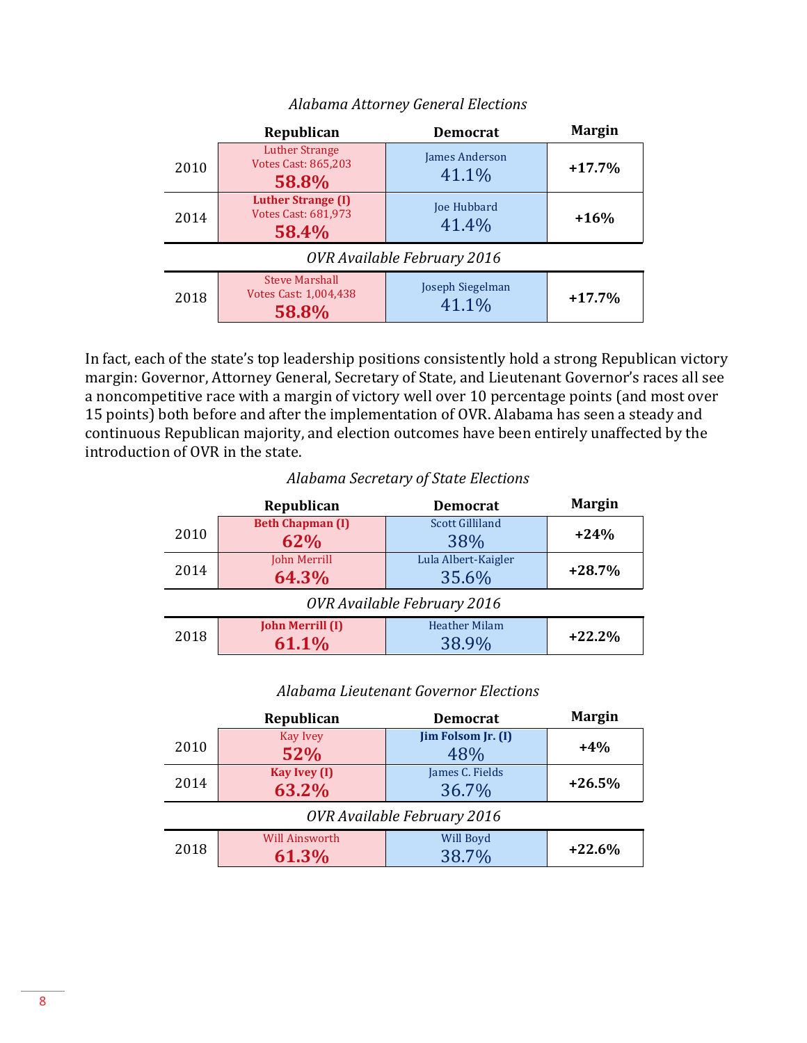*Alabama Attorney General Elections*

| | Republican | Democrat | Margin |
|---|---|---|---|
| 2010 | Luther Strange<br>Votes Cast: 865,203<br>58.8% | James Anderson<br>41.1% | +17.7% |
| 2014 | **Luther Strange (I)**<br>Votes Cast: 681,973<br>58.4% | Joe Hubbard<br>41.4% | +16% |
| *OVR Available February 2016* | | | |
| 2018 | Steve Marshall<br>Votes Cast: 1,004,438<br>58.8% | Joseph Siegelman<br>41.1% | +17.7% |

In fact, each of the state's top leadership positions consistently hold a strong Republican victory margin: Governor, Attorney General, Secretary of State, and Lieutenant Governor's races all see a noncompetitive race with a margin of victory well over 10 percentage points (and most over 15 points) both before and after the implementation of OVR. Alabama has seen a steady and continuous Republican majority, and election outcomes have been entirely unaffected by the introduction of OVR in the state.

*Alabama Secretary of State Elections*

| | Republican | Democrat | Margin |
|---|---|---|---|
| 2010 | **Beth Chapman (I)**<br>62% | Scott Gilliland<br>38% | +24% |
| 2014 | John Merrill<br>64.3% | Lula Albert-Kaigler<br>35.6% | +28.7% |
| *OVR Available February 2016* | | | |
| 2018 | **John Merrill (I)**<br>61.1% | Heather Milam<br>38.9% | +22.2% |

*Alabama Lieutenant Governor Elections*

| | Republican | Democrat | Margin |
|---|---|---|---|
| 2010 | Kay Ivey<br>52% | **Jim Folsom Jr. (I)**<br>48% | +4% |
| 2014 | **Kay Ivey (I)**<br>63.2% | James C. Fields<br>36.7% | +26.5% |
| *OVR Available February 2016* | | | |
| 2018 | Will Ainsworth<br>61.3% | Will Boyd<br>38.7% | +22.6% |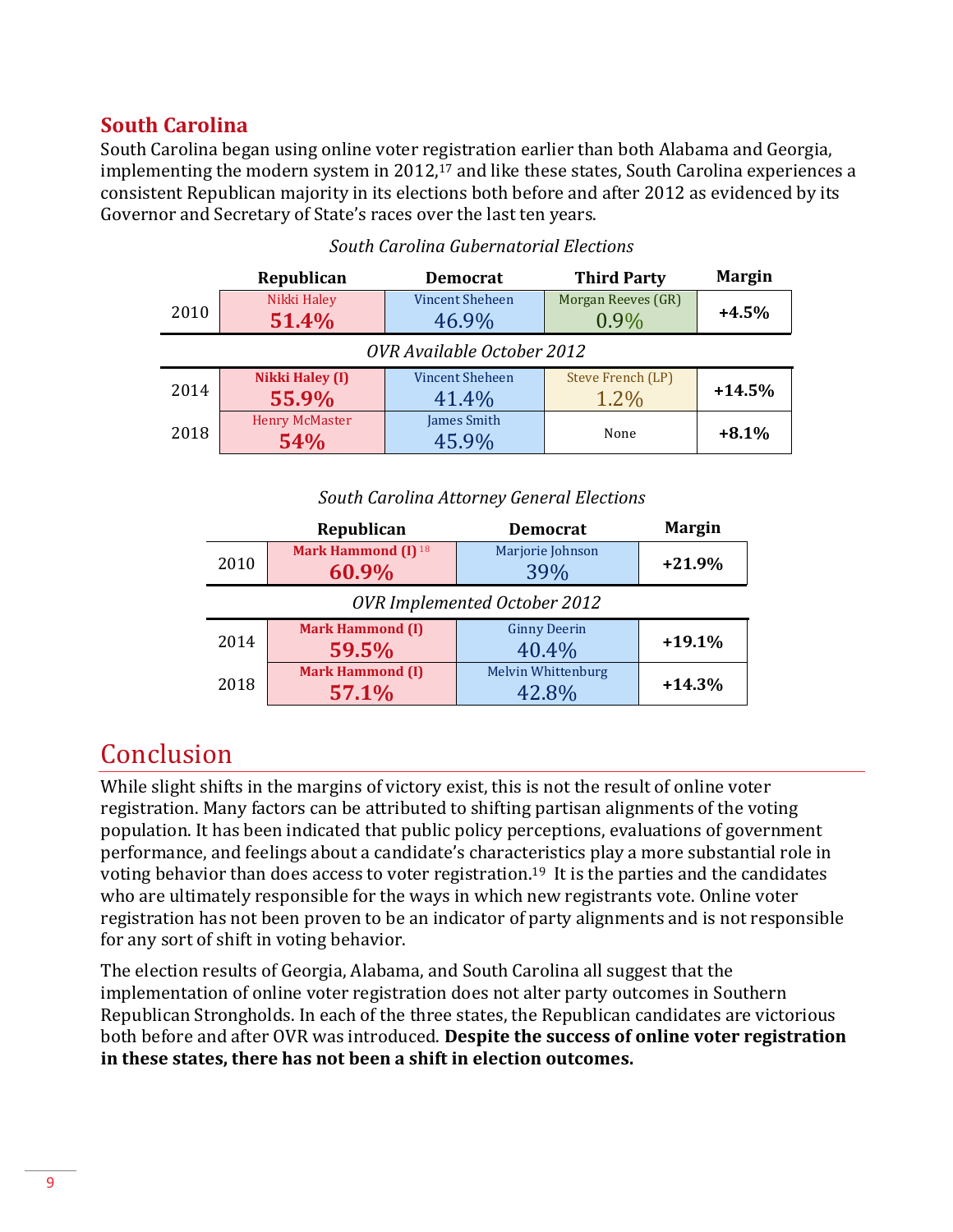## South Carolina

South Carolina began using online voter registration earlier than both Alabama and Georgia, implementing the modern system in 2012,[17] and like these states, South Carolina experiences a consistent Republican majority in its elections both before and after 2012 as evidenced by its Governor and Secretary of State's races over the last ten years.

*South Carolina Gubernatorial Elections*

| | Republican | Democrat | Third Party | Margin |
|---|---|---|---|---|
| 2010 | Nikki Haley 51.4% | Vincent Sheheen 46.9% | Morgan Reeves (GR) 0.9% | +4.5% |
| *OVR Available October 2012* | | | | |
| 2014 | **Nikki Haley (I)** 55.9% | Vincent Sheheen 41.4% | Steve French (LP) 1.2% | +14.5% |
| 2018 | Henry McMaster 54% | James Smith 45.9% | None | +8.1% |

*South Carolina Attorney General Elections*

| | Republican | Democrat | Margin |
|---|---|---|---|
| 2010 | **Mark Hammond (I)** [18] 60.9% | Marjorie Johnson 39% | +21.9% |
| *OVR Implemented October 2012* | | | |
| 2014 | **Mark Hammond (I)** 59.5% | Ginny Deerin 40.4% | +19.1% |
| 2018 | **Mark Hammond (I)** 57.1% | Melvin Whittenburg 42.8% | +14.3% |

# Conclusion

While slight shifts in the margins of victory exist, this is not the result of online voter registration. Many factors can be attributed to shifting partisan alignments of the voting population. It has been indicated that public policy perceptions, evaluations of government performance, and feelings about a candidate's characteristics play a more substantial role in voting behavior than does access to voter registration.[19] It is the parties and the candidates who are ultimately responsible for the ways in which new registrants vote. Online voter registration has not been proven to be an indicator of party alignments and is not responsible for any sort of shift in voting behavior.

The election results of Georgia, Alabama, and South Carolina all suggest that the implementation of online voter registration does not alter party outcomes in Southern Republican Strongholds. In each of the three states, the Republican candidates are victorious both before and after OVR was introduced. **Despite the success of online voter registration in these states, there has not been a shift in election outcomes.**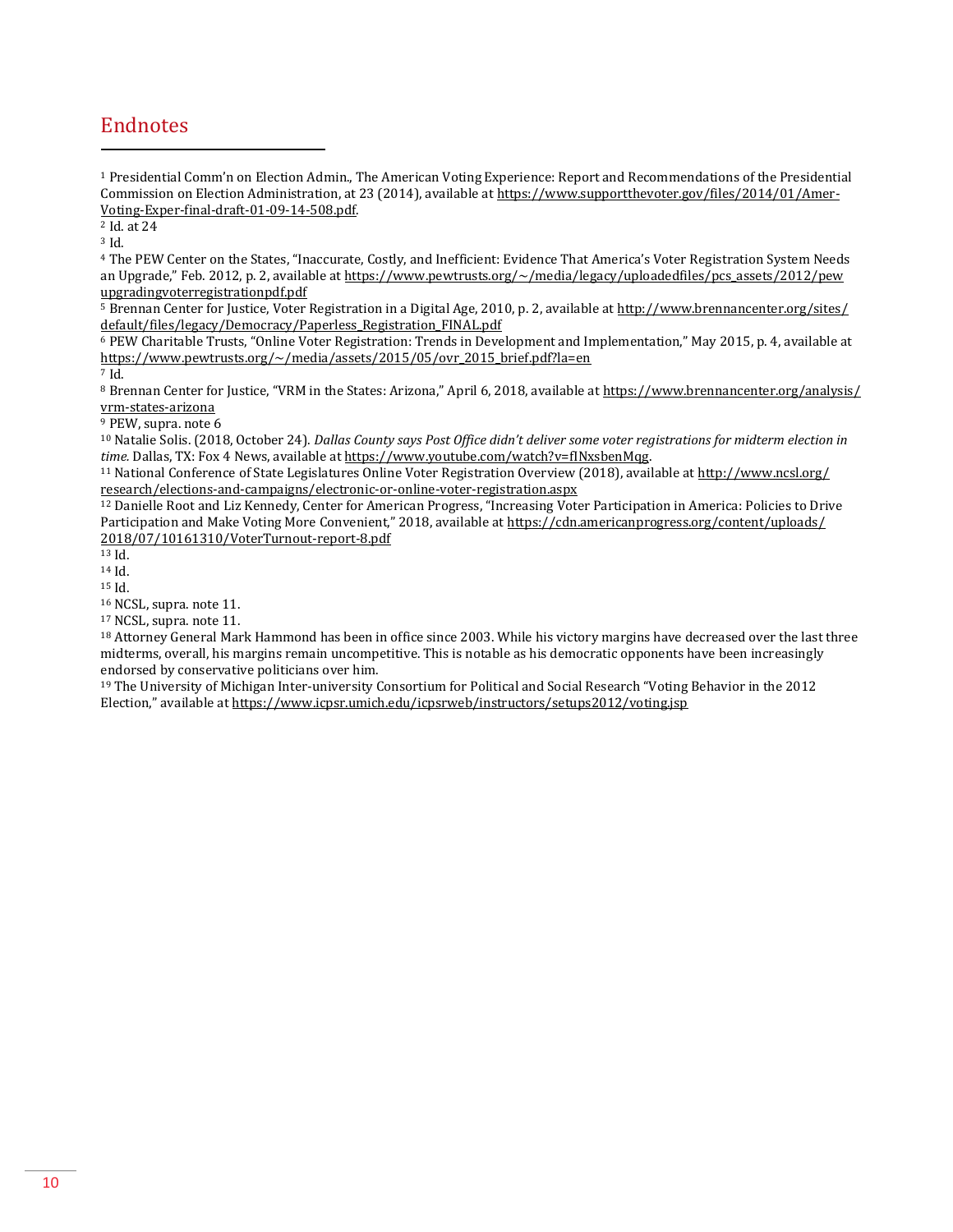## Endnotes

[1] Presidential Comm'n on Election Admin., The American Voting Experience: Report and Recommendations of the Presidential Commission on Election Administration, at 23 (2014), available at https://www.supportthevoter.gov/files/2014/01/Amer-Voting-Exper-final-draft-01-09-14-508.pdf.

[2] Id. at 24

[3] Id.

[4] The PEW Center on the States, "Inaccurate, Costly, and Inefficient: Evidence That America's Voter Registration System Needs an Upgrade," Feb. 2012, p. 2, available at https://www.pewtrusts.org/~/media/legacy/uploadedfiles/pcs_assets/2012/pew upgradingvoterregistrationpdf.pdf

[5] Brennan Center for Justice, Voter Registration in a Digital Age, 2010, p. 2, available at http://www.brennancenter.org/sites/default/files/legacy/Democracy/Paperless_Registration_FINAL.pdf

[6] PEW Charitable Trusts, "Online Voter Registration: Trends in Development and Implementation," May 2015, p. 4, available at https://www.pewtrusts.org/~/media/assets/2015/05/ovr_2015_brief.pdf?la=en

[7] Id.

[8] Brennan Center for Justice, "VRM in the States: Arizona," April 6, 2018, available at https://www.brennancenter.org/analysis/vrm-states-arizona

[9] PEW, supra. note 6

[10] Natalie Solis. (2018, October 24). *Dallas County says Post Office didn't deliver some voter registrations for midterm election in time.* Dallas, TX: Fox 4 News, available at https://www.youtube.com/watch?v=fINxsbenMqg.

[11] National Conference of State Legislatures Online Voter Registration Overview (2018), available at http://www.ncsl.org/research/elections-and-campaigns/electronic-or-online-voter-registration.aspx

[12] Danielle Root and Liz Kennedy, Center for American Progress, "Increasing Voter Participation in America: Policies to Drive Participation and Make Voting More Convenient," 2018, available at https://cdn.americanprogress.org/content/uploads/2018/07/10161310/VoterTurnout-report-8.pdf

[13] Id.

[14] Id.

[15] Id.

[16] NCSL, supra. note 11.

[17] NCSL, supra. note 11.

[18] Attorney General Mark Hammond has been in office since 2003. While his victory margins have decreased over the last three midterms, overall, his margins remain uncompetitive. This is notable as his democratic opponents have been increasingly endorsed by conservative politicians over him.

[19] The University of Michigan Inter-university Consortium for Political and Social Research "Voting Behavior in the 2012 Election," available at https://www.icpsr.umich.edu/icpsrweb/instructors/setups2012/voting.jsp